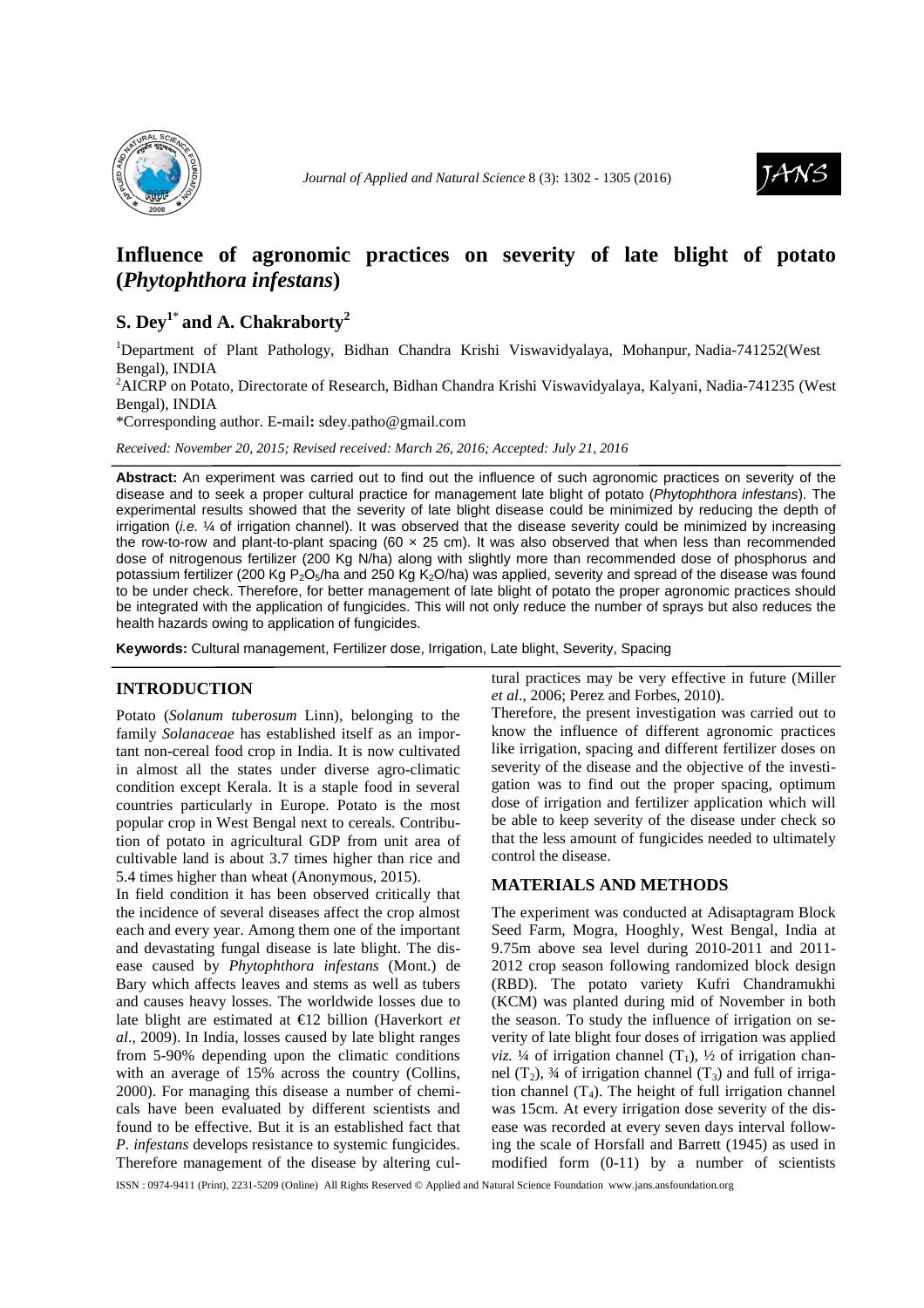# Influence of agronomic practices on severity of late blight of potato (*Phytophthora infestans*)

## S. Dey[1*] and A. Chakraborty[2]

[1]Department of Plant Pathology, Bidhan Chandra Krishi Viswavidyalaya, Mohanpur, Nadia-741252(West Bengal), INDIA

[2]AICRP on Potato, Directorate of Research, Bidhan Chandra Krishi Viswavidyalaya, Kalyani, Nadia-741235 (West Bengal), INDIA

*Corresponding author. E-mail: sdey.patho@gmail.com

*Received: November 20, 2015; Revised received: March 26, 2016; Accepted: July 21, 2016*

**Abstract:** An experiment was carried out to find out the influence of such agronomic practices on severity of the disease and to seek a proper cultural practice for management late blight of potato (*Phytophthora infestans*). The experimental results showed that the severity of late blight disease could be minimized by reducing the depth of irrigation (*i.e.* ¼ of irrigation channel). It was observed that the disease severity could be minimized by increasing the row-to-row and plant-to-plant spacing (60 × 25 cm). It was also observed that when less than recommended dose of nitrogenous fertilizer (200 Kg N/ha) along with slightly more than recommended dose of phosphorus and potassium fertilizer (200 Kg $P_2O_5$/ha and 250 Kg $K_2O$/ha) was applied, severity and spread of the disease was found to be under check. Therefore, for better management of late blight of potato the proper agronomic practices should be integrated with the application of fungicides. This will not only reduce the number of sprays but also reduces the health hazards owing to application of fungicides.

**Keywords:** Cultural management, Fertilizer dose, Irrigation, Late blight, Severity, Spacing

## INTRODUCTION

Potato (*Solanum tuberosum* Linn), belonging to the family *Solanaceae* has established itself as an important non-cereal food crop in India. It is now cultivated in almost all the states under diverse agro-climatic condition except Kerala. It is a staple food in several countries particularly in Europe. Potato is the most popular crop in West Bengal next to cereals. Contribution of potato in agricultural GDP from unit area of cultivable land is about 3.7 times higher than rice and 5.4 times higher than wheat (Anonymous, 2015).

In field condition it has been observed critically that the incidence of several diseases affect the crop almost each and every year. Among them one of the important and devastating fungal disease is late blight. The disease caused by *Phytophthora infestans* (Mont.) de Bary which affects leaves and stems as well as tubers and causes heavy losses. The worldwide losses due to late blight are estimated at €12 billion (Haverkort *et al*., 2009). In India, losses caused by late blight ranges from 5-90% depending upon the climatic conditions with an average of 15% across the country (Collins, 2000). For managing this disease a number of chemicals have been evaluated by different scientists and found to be effective. But it is an established fact that *P. infestans* develops resistance to systemic fungicides. Therefore management of the disease by altering cultural practices may be very effective in future (Miller *et al*., 2006; Perez and Forbes, 2010).

Therefore, the present investigation was carried out to know the influence of different agronomic practices like irrigation, spacing and different fertilizer doses on severity of the disease and the objective of the investigation was to find out the proper spacing, optimum dose of irrigation and fertilizer application which will be able to keep severity of the disease under check so that the less amount of fungicides needed to ultimately control the disease.

## MATERIALS AND METHODS

The experiment was conducted at Adisaptagram Block Seed Farm, Mogra, Hooghly, West Bengal, India at 9.75m above sea level during 2010-2011 and 2011-2012 crop season following randomized block design (RBD). The potato variety Kufri Chandramukhi (KCM) was planted during mid of November in both the season. To study the influence of irrigation on severity of late blight four doses of irrigation was applied *viz.* ¼ of irrigation channel ($T_1$), ½ of irrigation channel ($T_2$), ¾ of irrigation channel ($T_3$) and full of irrigation channel ($T_4$). The height of full irrigation channel was 15cm. At every irrigation dose severity of the disease was recorded at every seven days interval following the scale of Horsfall and Barrett (1945) as used in modified form (0-11) by a number of scientists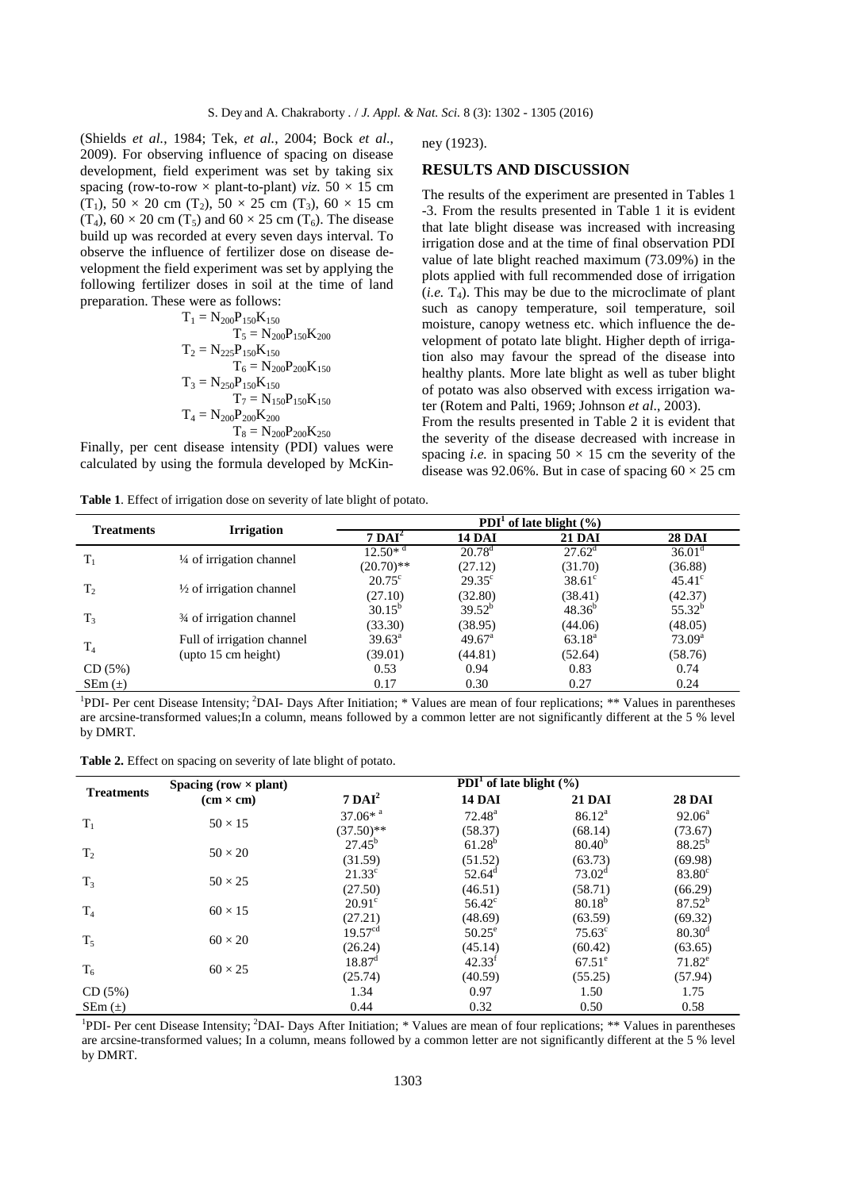(Shields *et al.*, 1984; Tek, *et al.*, 2004; Bock *et al.*, 2009). For observing influence of spacing on disease development, field experiment was set by taking six spacing (row-to-row × plant-to-plant) *viz.* 50 × 15 cm ($T_1$), 50 × 20 cm ($T_2$), 50 × 25 cm ($T_3$), 60 × 15 cm ($T_4$), 60 × 20 cm ($T_5$) and 60 × 25 cm ($T_6$). The disease build up was recorded at every seven days interval. To observe the influence of fertilizer dose on disease development the field experiment was set by applying the following fertilizer doses in soil at the time of land preparation. These were as follows:

$T_1 = N_{200}P_{150}K_{150}$

$T_5 = N_{200}P_{150}K_{200}$

$T_2 = N_{225}P_{150}K_{150}$

$T_6 = N_{200}P_{200}K_{150}$

$T_3 = N_{250}P_{150}K_{150}$

$T_7 = N_{150}P_{150}K_{150}$

$T_4 = N_{200}P_{200}K_{200}$

$T_8 = N_{200}P_{200}K_{250}$

Finally, per cent disease intensity (PDI) values were calculated by using the formula developed by McKinney (1923).

## RESULTS AND DISCUSSION

The results of the experiment are presented in Tables 1 -3. From the results presented in Table 1 it is evident that late blight disease was increased with increasing irrigation dose and at the time of final observation PDI value of late blight reached maximum (73.09%) in the plots applied with full recommended dose of irrigation (*i.e.* $T_4$). This may be due to the microclimate of plant such as canopy temperature, soil temperature, soil moisture, canopy wetness etc. which influence the development of potato late blight. Higher depth of irrigation also may favour the spread of the disease into healthy plants. More late blight as well as tuber blight of potato was also observed with excess irrigation water (Rotem and Palti, 1969; Johnson *et al.*, 2003).

From the results presented in Table 2 it is evident that the severity of the disease decreased with increase in spacing *i.e.* in spacing 50 × 15 cm the severity of the disease was 92.06%. But in case of spacing 60 × 25 cm

**Table 1**. Effect of irrigation dose on severity of late blight of potato.

| Treatments | Irrigation | PDI[1] of late blight (%) | | | |
|---|---|---|---|---|---|
| | | 7 DAI[2] | 14 DAI | 21 DAI | 28 DAI |
| $T_1$ | ¼ of irrigation channel | 12.50*[d] (20.70)** | 20.78[d] (27.12) | 27.62[d] (31.70) | 36.01[d] (36.88) |
| $T_2$ | ½ of irrigation channel | 20.75[c] (27.10) | 29.35[c] (32.80) | 38.61[c] (38.41) | 45.41[c] (42.37) |
| $T_3$ | ¾ of irrigation channel | 30.15[b] (33.30) | 39.52[b] (38.95) | 48.36[b] (44.06) | 55.32[b] (48.05) |
| $T_4$ | Full of irrigation channel (upto 15 cm height) | 39.63[a] (39.01) | 49.67[a] (44.81) | 63.18[a] (52.64) | 73.09[a] (58.76) |
| CD (5%) | | 0.53 | 0.94 | 0.83 | 0.74 |
| SEm (±) | | 0.17 | 0.30 | 0.27 | 0.24 |

[1]PDI- Per cent Disease Intensity; [2]DAI- Days After Initiation; * Values are mean of four replications; ** Values in parentheses are arcsine-transformed values;In a column, means followed by a common letter are not significantly different at the 5 % level by DMRT.

**Table 2.** Effect on spacing on severity of late blight of potato.

| Treatments | Spacing (row × plant) (cm × cm) | PDI[1] of late blight (%) | | | |
|---|---|---|---|---|---|
| | | 7 DAI[2] | 14 DAI | 21 DAI | 28 DAI |
| $T_1$ | 50 × 15 | 37.06*[a] (37.50)** | 72.48[a] (58.37) | 86.12[a] (68.14) | 92.06[a] (73.67) |
| $T_2$ | 50 × 20 | 27.45[b] (31.59) | 61.28[b] (51.52) | 80.40[b] (63.73) | 88.25[b] (69.98) |
| $T_3$ | 50 × 25 | 21.33[c] (27.50) | 52.64[d] (46.51) | 73.02[d] (58.71) | 83.80[c] (66.29) |
| $T_4$ | 60 × 15 | 20.91[c] (27.21) | 56.42[c] (48.69) | 80.18[b] (63.59) | 87.52[b] (69.32) |
| $T_5$ | 60 × 20 | 19.57[cd] (26.24) | 50.25[e] (45.14) | 75.63[c] (60.42) | 80.30[d] (63.65) |
| $T_6$ | 60 × 25 | 18.87[d] (25.74) | 42.33[f] (40.59) | 67.51[e] (55.25) | 71.82[e] (57.94) |
| CD (5%) | | 1.34 | 0.97 | 1.50 | 1.75 |
| SEm (±) | | 0.44 | 0.32 | 0.50 | 0.58 |

[1]PDI- Per cent Disease Intensity; [2]DAI- Days After Initiation; * Values are mean of four replications; ** Values in parentheses are arcsine-transformed values; In a column, means followed by a common letter are not significantly different at the 5 % level by DMRT.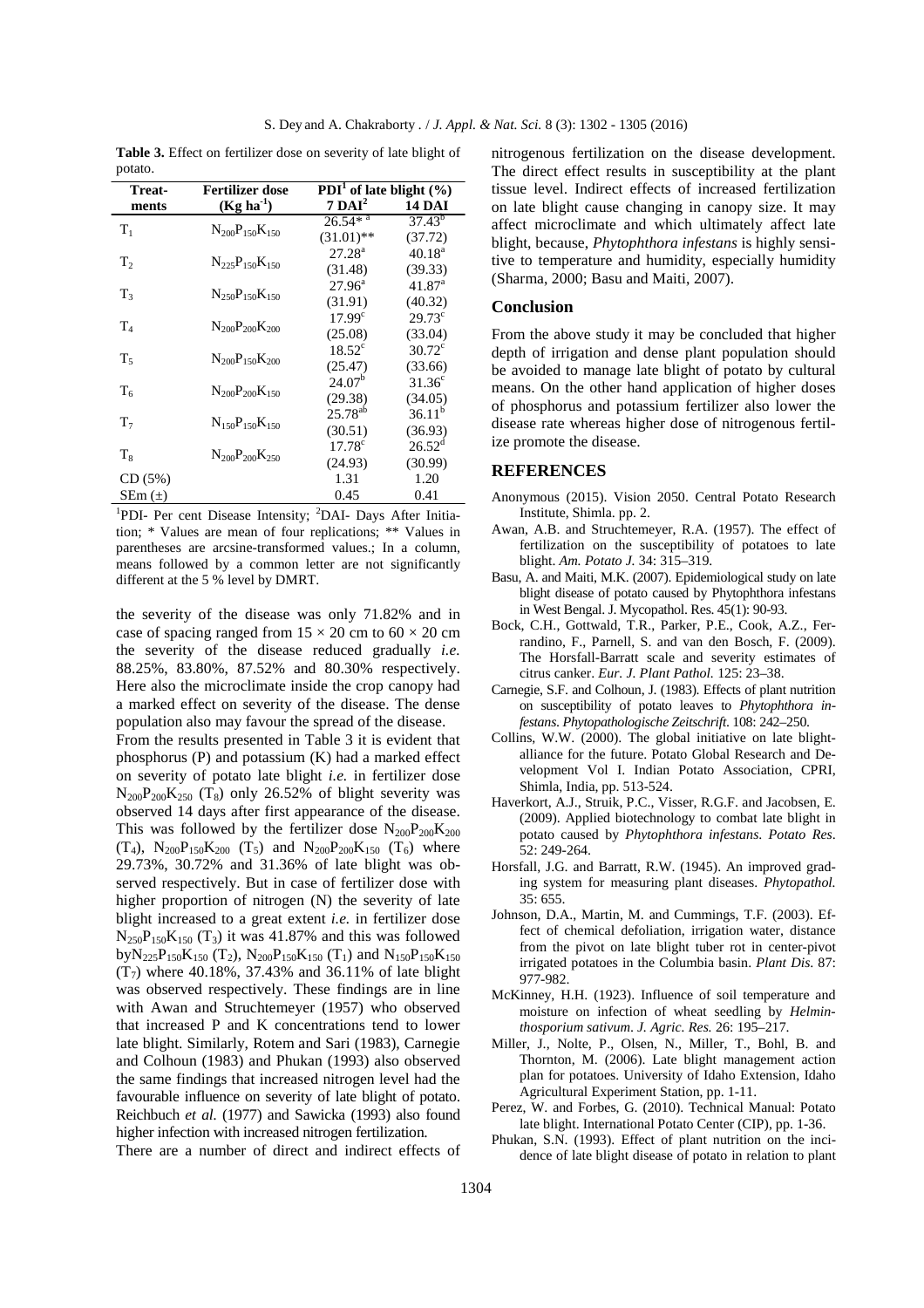**Table 3.** Effect on fertilizer dose on severity of late blight of potato.

| Treat-ments | Fertilizer dose ($Kg\ ha^{-1}$) | PDI[1] of late blight (%) | |
|---|---|---|---|
| | | 7 DAI[2] | 14 DAI |
| $T_1$ | $N_{200}P_{150}K_{150}$ | 26.54*[a] (31.01)** | 37.43[b] (37.72) |
| $T_2$ | $N_{225}P_{150}K_{150}$ | 27.28[a] (31.48) | 40.18[a] (39.33) |
| $T_3$ | $N_{250}P_{150}K_{150}$ | 27.96[a] (31.91) | 41.87[a] (40.32) |
| $T_4$ | $N_{200}P_{200}K_{200}$ | 17.99[c] (25.08) | 29.73[c] (33.04) |
| $T_5$ | $N_{200}P_{150}K_{200}$ | 18.52[c] (25.47) | 30.72[c] (33.66) |
| $T_6$ | $N_{200}P_{200}K_{150}$ | 24.07[b] (29.38) | 31.36[c] (34.05) |
| $T_7$ | $N_{150}P_{150}K_{150}$ | 25.78[ab] (30.51) | 36.11[b] (36.93) |
| $T_8$ | $N_{200}P_{200}K_{250}$ | 17.78[c] (24.93) | 26.52[d] (30.99) |
| CD (5%) | | 1.31 | 1.20 |
| SEm (±) | | 0.45 | 0.41 |

[1]PDI- Per cent Disease Intensity; [2]DAI- Days After Initiation; * Values are mean of four replications; ** Values in parentheses are arcsine-transformed values.; In a column, means followed by a common letter are not significantly different at the 5 % level by DMRT.

the severity of the disease was only 71.82% and in case of spacing ranged from $15 \times 20$ cm to $60 \times 20$ cm the severity of the disease reduced gradually *i.e.* 88.25%, 83.80%, 87.52% and 80.30% respectively. Here also the microclimate inside the crop canopy had a marked effect on severity of the disease. The dense population also may favour the spread of the disease.

From the results presented in Table 3 it is evident that phosphorus (P) and potassium (K) had a marked effect on severity of potato late blight *i.e.* in fertilizer dose $N_{200}P_{200}K_{250}$ ($T_8$) only 26.52% of blight severity was observed 14 days after first appearance of the disease. This was followed by the fertilizer dose $N_{200}P_{200}K_{200}$ ($T_4$), $N_{200}P_{150}K_{200}$ ($T_5$) and $N_{200}P_{200}K_{150}$ ($T_6$) where 29.73%, 30.72% and 31.36% of late blight was observed respectively. But in case of fertilizer dose with higher proportion of nitrogen (N) the severity of late blight increased to a great extent *i.e.* in fertilizer dose $N_{250}P_{150}K_{150}$ ($T_3$) it was 41.87% and this was followed by $N_{225}P_{150}K_{150}$ ($T_2$), $N_{200}P_{150}K_{150}$ ($T_1$) and $N_{150}P_{150}K_{150}$ ($T_7$) where 40.18%, 37.43% and 36.11% of late blight was observed respectively. These findings are in line with Awan and Struchtemeyer (1957) who observed that increased P and K concentrations tend to lower late blight. Similarly, Rotem and Sari (1983), Carnegie and Colhoun (1983) and Phukan (1993) also observed the same findings that increased nitrogen level had the favourable influence on severity of late blight of potato. Reichbuch *et al.* (1977) and Sawicka (1993) also found higher infection with increased nitrogen fertilization.

There are a number of direct and indirect effects of nitrogenous fertilization on the disease development. The direct effect results in susceptibility at the plant tissue level. Indirect effects of increased fertilization on late blight cause changing in canopy size. It may affect microclimate and which ultimately affect late blight, because, *Phytophthora infestans* is highly sensitive to temperature and humidity, especially humidity (Sharma, 2000; Basu and Maiti, 2007).

## Conclusion

From the above study it may be concluded that higher depth of irrigation and dense plant population should be avoided to manage late blight of potato by cultural means. On the other hand application of higher doses of phosphorus and potassium fertilizer also lower the disease rate whereas higher dose of nitrogenous fertilize promote the disease.

## REFERENCES

- Anonymous (2015). Vision 2050. Central Potato Research Institute, Shimla. pp. 2.
- Awan, A.B. and Struchtemeyer, R.A. (1957). The effect of fertilization on the susceptibility of potatoes to late blight. *Am. Potato J.* 34: 315–319.
- Basu, A. and Maiti, M.K. (2007). Epidemiological study on late blight disease of potato caused by Phytophthora infestans in West Bengal. J. Mycopathol. Res. 45(1): 90-93.
- Bock, C.H., Gottwald, T.R., Parker, P.E., Cook, A.Z., Ferrandino, F., Parnell, S. and van den Bosch, F. (2009). The Horsfall-Barratt scale and severity estimates of citrus canker. *Eur. J. Plant Pathol.* 125: 23–38.
- Carnegie, S.F. and Colhoun, J. (1983). Effects of plant nutrition on susceptibility of potato leaves to *Phytophthora infestans*. *Phytopathologische Zeitschrift*. 108: 242–250.
- Collins, W.W. (2000). The global initiative on late blight-alliance for the future. Potato Global Research and Development Vol I. Indian Potato Association, CPRI, Shimla, India, pp. 513-524.
- Haverkort, A.J., Struik, P.C., Visser, R.G.F. and Jacobsen, E. (2009). Applied biotechnology to combat late blight in potato caused by *Phytophthora infestans*. *Potato Res*. 52: 249-264.
- Horsfall, J.G. and Barratt, R.W. (1945). An improved grading system for measuring plant diseases. *Phytopathol.* 35: 655.
- Johnson, D.A., Martin, M. and Cummings, T.F. (2003). Effect of chemical defoliation, irrigation water, distance from the pivot on late blight tuber rot in center-pivot irrigated potatoes in the Columbia basin. *Plant Dis*. 87: 977-982.
- McKinney, H.H. (1923). Influence of soil temperature and moisture on infection of wheat seedling by *Helminthosporium sativum*. *J. Agric. Res.* 26: 195–217.
- Miller, J., Nolte, P., Olsen, N., Miller, T., Bohl, B. and Thornton, M. (2006). Late blight management action plan for potatoes. University of Idaho Extension, Idaho Agricultural Experiment Station, pp. 1-11.
- Perez, W. and Forbes, G. (2010). Technical Manual: Potato late blight. International Potato Center (CIP), pp. 1-36.
- Phukan, S.N. (1993). Effect of plant nutrition on the incidence of late blight disease of potato in relation to plant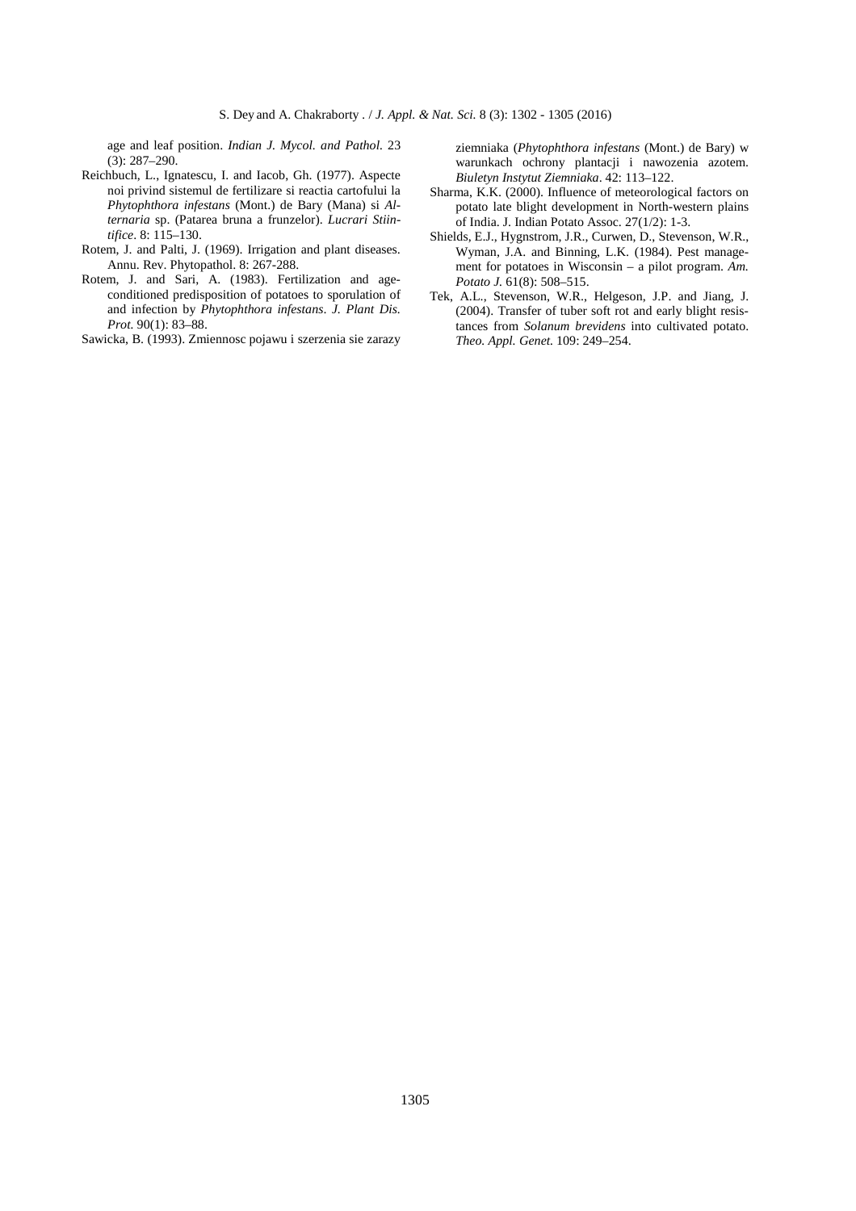age and leaf position. *Indian J. Mycol. and Pathol.* 23 (3): 287–290.

Reichbuch, L., Ignatescu, I. and Iacob, Gh. (1977). Aspecte noi privind sistemul de fertilizare si reactia cartofului la *Phytophthora infestans* (Mont.) de Bary (Mana) si *Alternaria* sp. (Patarea bruna a frunzelor). *Lucrari Stiintifice*. 8: 115–130.

Rotem, J. and Palti, J. (1969). Irrigation and plant diseases. Annu. Rev. Phytopathol. 8: 267-288.

Rotem, J. and Sari, A. (1983). Fertilization and age-conditioned predisposition of potatoes to sporulation of and infection by *Phytophthora infestans*. *J. Plant Dis. Prot.* 90(1): 83–88.

Sawicka, B. (1993). Zmiennosc pojawu i szerzenia sie zarazy ziemniaka (*Phytophthora infestans* (Mont.) de Bary) w warunkach ochrony plantacji i nawozenia azotem. *Biuletyn Instytut Ziemniaka*. 42: 113–122.

Sharma, K.K. (2000). Influence of meteorological factors on potato late blight development in North-western plains of India. J. Indian Potato Assoc. 27(1/2): 1-3.

Shields, E.J., Hygnstrom, J.R., Curwen, D., Stevenson, W.R., Wyman, J.A. and Binning, L.K. (1984). Pest management for potatoes in Wisconsin – a pilot program. *Am. Potato J.* 61(8): 508–515.

Tek, A.L., Stevenson, W.R., Helgeson, J.P. and Jiang, J. (2004). Transfer of tuber soft rot and early blight resistances from *Solanum brevidens* into cultivated potato. *Theo. Appl. Genet.* 109: 249–254.